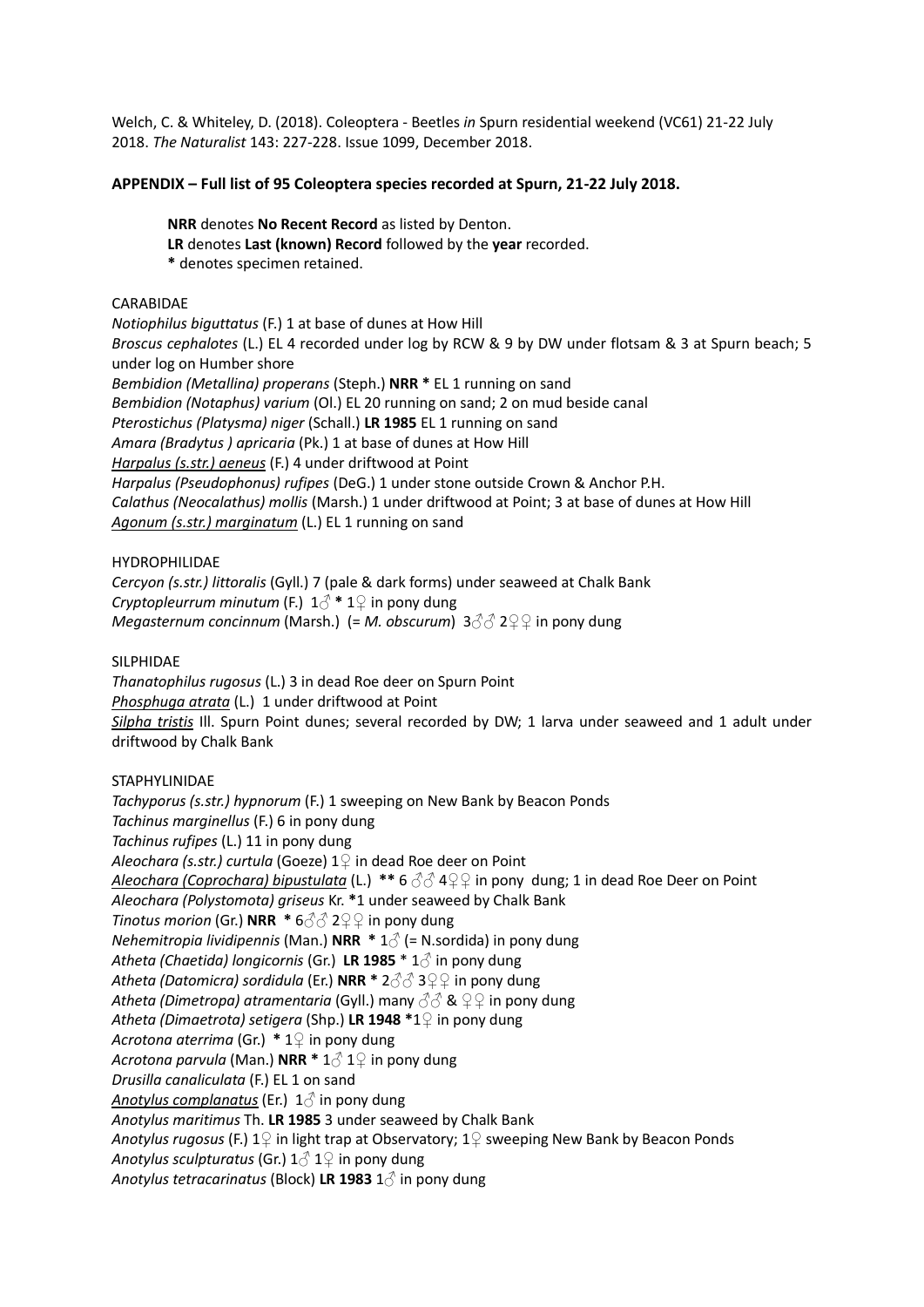Welch, C. & Whiteley, D. (2018). Coleoptera - Beetles *in* Spurn residential weekend (VC61) 21-22 July 2018. *The Naturalist* 143: 227-228. Issue 1099, December 2018.

**APPENDIX – Full list of 95 Coleoptera species recorded at Spurn, 21-22 July 2018.**

**NRR** denotes **No Recent Record** as listed by Denton.
**LR** denotes **Last (known) Record** followed by the **year** recorded.
**\*** denotes specimen retained.

CARABIDAE

*Notiophilus biguttatus* (F.) 1 at base of dunes at How Hill
*Broscus cephalotes* (L.) EL 4 recorded under log by RCW & 9 by DW under flotsam & 3 at Spurn beach; 5 under log on Humber shore
*Bembidion (Metallina) properans* (Steph.) **NRR \*** EL 1 running on sand
*Bembidion (Notaphus) varium* (Ol.) EL 20 running on sand; 2 on mud beside canal
*Pterostichus (Platysma) niger* (Schall.) **LR 1985** EL 1 running on sand
*Amara (Bradytus ) apricaria* (Pk.) 1 at base of dunes at How Hill
<u>*Harpalus (s.str.) aeneus*</u> (F.) 4 under driftwood at Point
*Harpalus (Pseudophonus) rufipes* (DeG.) 1 under stone outside Crown & Anchor P.H.
*Calathus (Neocalathus) mollis* (Marsh.) 1 under driftwood at Point; 3 at base of dunes at How Hill
<u>*Agonum (s.str.) marginatum*</u> (L.) EL 1 running on sand

HYDROPHILIDAE

*Cercyon (s.str.) littoralis* (Gyll.) 7 (pale & dark forms) under seaweed at Chalk Bank
*Cryptopleurrum minutum* (F.) 1♂ **\*** 1♀ in pony dung
*Megasternum concinnum* (Marsh.) (= *M. obscurum*) 3♂♂ 2♀♀ in pony dung

SILPHIDAE

*Thanatophilus rugosus* (L.) 3 in dead Roe deer on Spurn Point
<u>*Phosphuga atrata*</u> (L.) 1 under driftwood at Point
<u>*Silpha tristis*</u> Ill. Spurn Point dunes; several recorded by DW; 1 larva under seaweed and 1 adult under driftwood by Chalk Bank

STAPHYLINIDAE

*Tachyporus (s.str.) hypnorum* (F.) 1 sweeping on New Bank by Beacon Ponds
*Tachinus marginellus* (F.) 6 in pony dung
*Tachinus rufipes* (L.) 11 in pony dung
*Aleochara (s.str.) curtula* (Goeze) 1♀ in dead Roe deer on Point
<u>*Aleochara (Coprochara) bipustulata*</u> (L.) **\*\*** 6 ♂♂ 4♀♀ in pony dung; 1 in dead Roe Deer on Point
*Aleochara (Polystomota) griseus* Kr. **\***1 under seaweed by Chalk Bank
*Tinotus morion* (Gr.) **NRR \*** 6♂♂ 2♀♀ in pony dung
*Nehemitropia lividipennis* (Man.) **NRR \*** 1♂ (= N.sordida) in pony dung
*Atheta (Chaetida) longicornis* (Gr.) **LR 1985** \* 1♂ in pony dung
*Atheta (Datomicra) sordidula* (Er.) **NRR \*** 2♂♂ 3♀♀ in pony dung
*Atheta (Dimetropa) atramentaria* (Gyll.) many ♂♂ & ♀♀ in pony dung
*Atheta (Dimaetrota) setigera* (Shp.) **LR 1948 \***1♀ in pony dung
*Acrotona aterrima* (Gr.) **\*** 1♀ in pony dung
*Acrotona parvula* (Man.) **NRR \*** 1♂ 1♀ in pony dung
*Drusilla canaliculata* (F.) EL 1 on sand
<u>*Anotylus complanatus*</u> (Er.) 1♂ in pony dung
*Anotylus maritimus* Th. **LR 1985** 3 under seaweed by Chalk Bank
*Anotylus rugosus* (F.) 1♀ in light trap at Observatory; 1♀ sweeping New Bank by Beacon Ponds
*Anotylus sculpturatus* (Gr.) 1♂ 1♀ in pony dung
*Anotylus tetracarinatus* (Block) **LR 1983** 1♂ in pony dung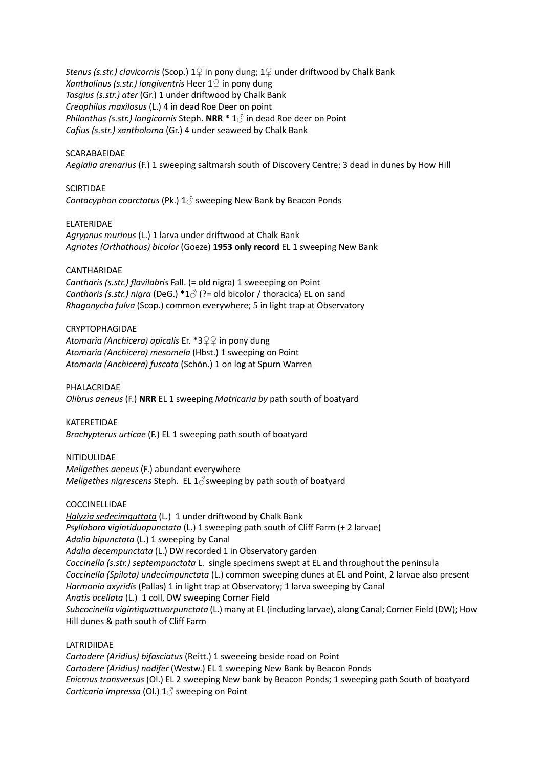*Stenus (s.str.) clavicornis* (Scop.) 1♀ in pony dung; 1♀ under driftwood by Chalk Bank
*Xantholinus (s.str.) longiventris* Heer 1♀ in pony dung
*Tasgius (s.str.) ater* (Gr.) 1 under driftwood by Chalk Bank
*Creophilus maxilosus* (L.) 4 in dead Roe Deer on point
*Philonthus (s.str.) longicornis* Steph. **NRR** * 1♂ in dead Roe deer on Point
*Cafius (s.str.) xantholoma* (Gr.) 4 under seaweed by Chalk Bank

SCARABAEIDAE
*Aegialia arenarius* (F.) 1 sweeping saltmarsh south of Discovery Centre; 3 dead in dunes by How Hill

SCIRTIDAE
*Contacyphon coarctatus* (Pk.) 1♂ sweeping New Bank by Beacon Ponds

ELATERIDAE
*Agrypnus murinus* (L.) 1 larva under driftwood at Chalk Bank
*Agriotes (Orthathous) bicolor* (Goeze) **1953 only record** EL 1 sweeping New Bank

CANTHARIDAE
*Cantharis (s.str.) flavilabris* Fall. (= old nigra) 1 sweeeping on Point
*Cantharis (s.str.) nigra* (DeG.) *1♂ (?= old bicolor / thoracica) EL on sand
*Rhagonycha fulva* (Scop.) common everywhere; 5 in light trap at Observatory

CRYPTOPHAGIDAE
*Atomaria (Anchicera) apicalis* Er. *3♀♀ in pony dung
*Atomaria (Anchicera) mesomela* (Hbst.) 1 sweeping on Point
*Atomaria (Anchicera) fuscata* (Schön.) 1 on log at Spurn Warren

PHALACRIDAE
*Olibrus aeneus* (F.) **NRR** EL 1 sweeping *Matricaria by* path south of boatyard

KATERETIDAE
*Brachypterus urticae* (F.) EL 1 sweeping path south of boatyard

NITIDULIDAE
*Meligethes aeneus* (F.) abundant everywhere
*Meligethes nigrescens* Steph. EL 1♂sweeping by path south of boatyard

COCCINELLIDAE
<u>*Halyzia sedecimguttata*</u> (L.) 1 under driftwood by Chalk Bank
*Psyllobora vigintiduopunctata* (L.) 1 sweeping path south of Cliff Farm (+ 2 larvae)
*Adalia bipunctata* (L.) 1 sweeping by Canal
*Adalia decempunctata* (L.) DW recorded 1 in Observatory garden
*Coccinella (s.str.) septempunctata* L. single specimens swept at EL and throughout the peninsula
*Coccinella (Spilota) undecimpunctata* (L.) common sweeping dunes at EL and Point, 2 larvae also present
*Harmonia axyridis* (Pallas) 1 in light trap at Observatory; 1 larva sweeping by Canal
*Anatis ocellata* (L.) 1 coll, DW sweeping Corner Field
*Subcocinella vigintiquattuorpunctata* (L.) many at EL (including larvae), along Canal; Corner Field (DW); How Hill dunes & path south of Cliff Farm

LATRIDIIDAE
*Cartodere (Aridius) bifasciatus* (Reitt.) 1 sweeeing beside road on Point
*Cartodere (Aridius) nodifer* (Westw.) EL 1 sweeping New Bank by Beacon Ponds
*Enicmus transversus* (Ol.) EL 2 sweeping New bank by Beacon Ponds; 1 sweeping path South of boatyard
*Corticaria impressa* (Ol.) 1♂ sweeping on Point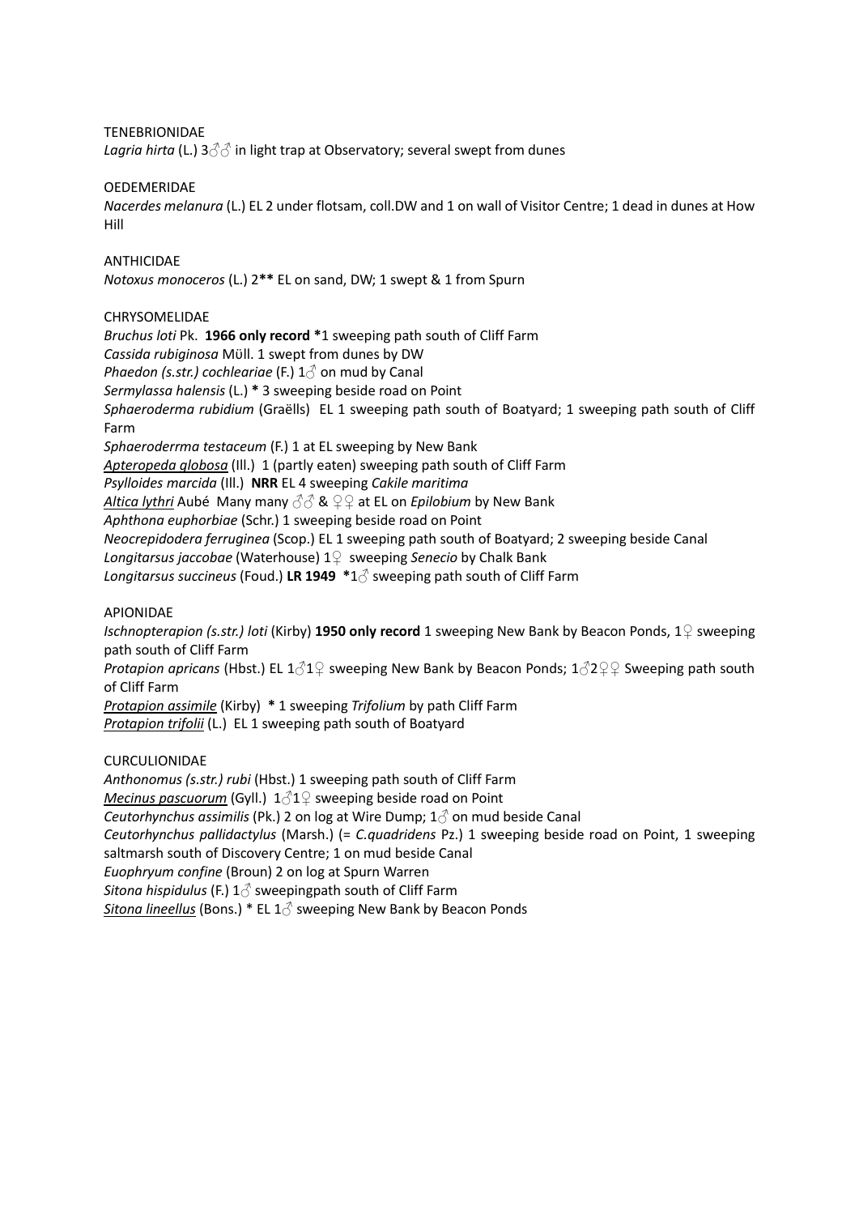TENEBRIONIDAE
*Lagria hirta* (L.) 3♂♂ in light trap at Observatory; several swept from dunes

OEDEMERIDAE
*Nacerdes melanura* (L.) EL 2 under flotsam, coll.DW and 1 on wall of Visitor Centre; 1 dead in dunes at How Hill

ANTHICIDAE
*Notoxus monoceros* (L.) 2**\*\*** EL on sand, DW; 1 swept & 1 from Spurn

CHRYSOMELIDAE
*Bruchus loti* Pk. **1966 only record \***1 sweeping path south of Cliff Farm
*Cassida rubiginosa* Müll. 1 swept from dunes by DW
*Phaedon (s.str.) cochleariae* (F.) 1♂ on mud by Canal
*Sermylassa halensis* (L.) **\*** 3 sweeping beside road on Point
*Sphaeroderma rubidium* (Graëlls) EL 1 sweeping path south of Boatyard; 1 sweeping path south of Cliff Farm
*Sphaeroderrma testaceum* (F.) 1 at EL sweeping by New Bank
<u>*Apteropeda globosa*</u> (Ill.) 1 (partly eaten) sweeping path south of Cliff Farm
*Psylloides marcida* (Ill.) **NRR** EL 4 sweeping *Cakile maritima*
<u>*Altica lythri*</u> Aubé Many many ♂♂ & ♀♀ at EL on *Epilobium* by New Bank
*Aphthona euphorbiae* (Schr.) 1 sweeping beside road on Point
*Neocrepidodera ferruginea* (Scop.) EL 1 sweeping path south of Boatyard; 2 sweeping beside Canal
*Longitarsus jaccobae* (Waterhouse) 1♀ sweeping *Senecio* by Chalk Bank
*Longitarsus succineus* (Foud.) **LR 1949 \***1♂ sweeping path south of Cliff Farm

APIONIDAE
*Ischnopterapion (s.str.) loti* (Kirby) **1950 only record** 1 sweeping New Bank by Beacon Ponds, 1♀ sweeping path south of Cliff Farm
*Protapion apricans* (Hbst.) EL 1♂1♀ sweeping New Bank by Beacon Ponds; 1♂2♀♀ Sweeping path south of Cliff Farm
<u>*Protapion assimile*</u> (Kirby) **\*** 1 sweeping *Trifolium* by path Cliff Farm
<u>*Protapion trifolii*</u> (L.) EL 1 sweeping path south of Boatyard

CURCULIONIDAE
*Anthonomus (s.str.) rubi* (Hbst.) 1 sweeping path south of Cliff Farm
<u>*Mecinus pascuorum*</u> (Gyll.) 1♂1♀ sweeping beside road on Point
*Ceutorhynchus assimilis* (Pk.) 2 on log at Wire Dump; 1♂ on mud beside Canal
*Ceutorhynchus pallidactylus* (Marsh.) (= *C.quadridens* Pz.) 1 sweeping beside road on Point, 1 sweeping saltmarsh south of Discovery Centre; 1 on mud beside Canal
*Euophryum confine* (Broun) 2 on log at Spurn Warren
*Sitona hispidulus* (F.) 1♂ sweepingpath south of Cliff Farm
<u>*Sitona lineellus*</u> (Bons.) * EL 1♂ sweeping New Bank by Beacon Ponds